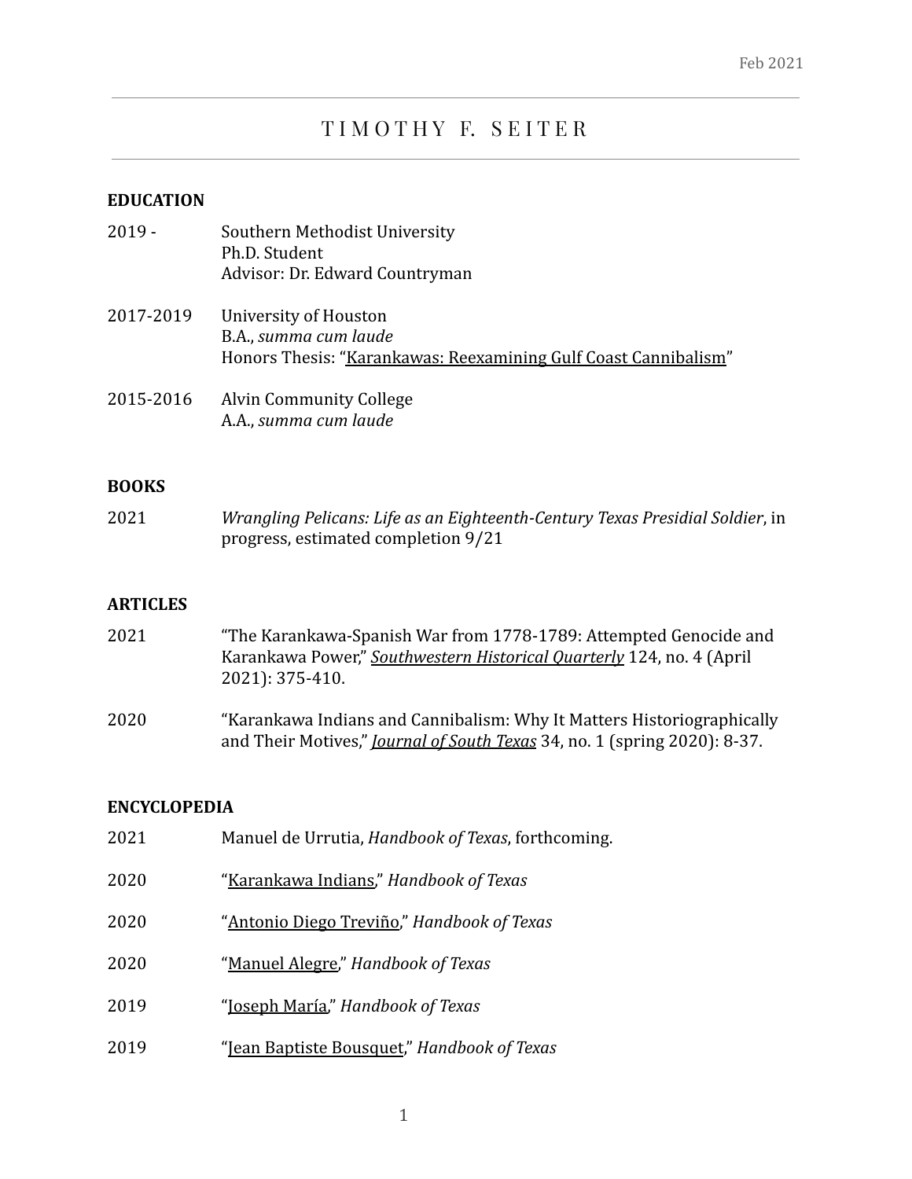Feb 2021

# TIMOTHY F. SEITER

## EDUCATION

2019 - Southern Methodist University
Ph.D. Student
Advisor: Dr. Edward Countryman

2017-2019 University of Houston
B.A., *summa cum laude*
Honors Thesis: "Karankawas: Reexamining Gulf Coast Cannibalism"

2015-2016 Alvin Community College
A.A., *summa cum laude*

## BOOKS

2021 *Wrangling Pelicans: Life as an Eighteenth-Century Texas Presidial Soldier*, in progress, estimated completion 9/21

## ARTICLES

2021 "The Karankawa-Spanish War from 1778-1789: Attempted Genocide and Karankawa Power," *Southwestern Historical Quarterly* 124, no. 4 (April 2021): 375-410.

2020 "Karankawa Indians and Cannibalism: Why It Matters Historiographically and Their Motives," *Journal of South Texas* 34, no. 1 (spring 2020): 8-37.

## ENCYCLOPEDIA

2021 Manuel de Urrutia, *Handbook of Texas*, forthcoming.

2020 "Karankawa Indians," *Handbook of Texas*

2020 "Antonio Diego Treviño," *Handbook of Texas*

2020 "Manuel Alegre," *Handbook of Texas*

2019 "Joseph María," *Handbook of Texas*

2019 "Jean Baptiste Bousquet," *Handbook of Texas*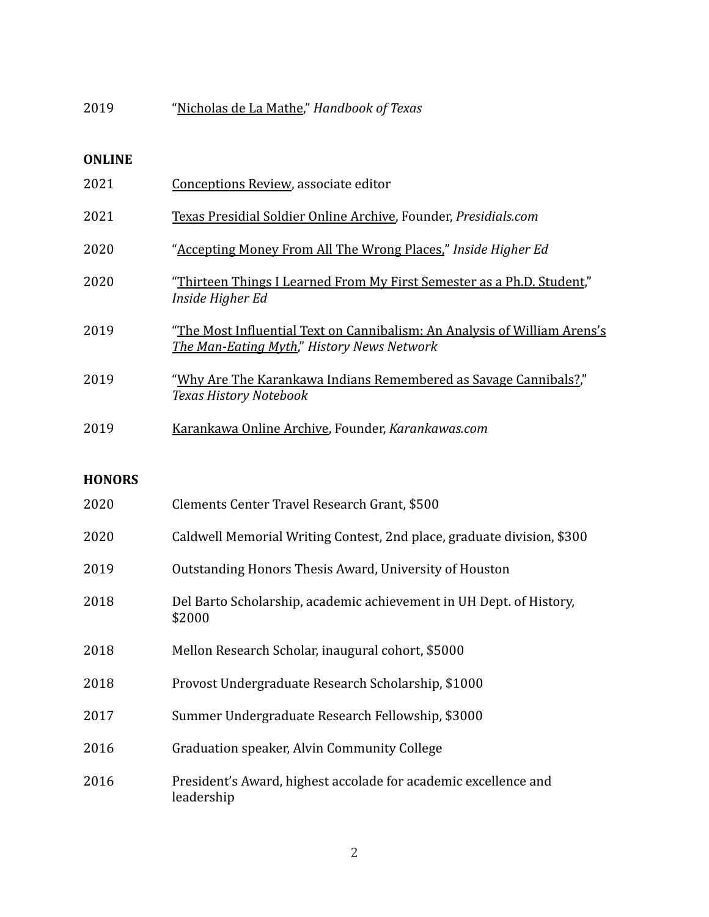2019 “Nicholas de La Mathe,” *Handbook of Texas*

**ONLINE**

2021 Conceptions Review, associate editor

2021 Texas Presidial Soldier Online Archive, Founder, *Presidials.com*

2020 “Accepting Money From All The Wrong Places,” *Inside Higher Ed*

2020 “Thirteen Things I Learned From My First Semester as a Ph.D. Student,” *Inside Higher Ed*

2019 “The Most Influential Text on Cannibalism: An Analysis of William Arens’s *The Man-Eating Myth*,” *History News Network*

2019 “Why Are The Karankawa Indians Remembered as Savage Cannibals?,” *Texas History Notebook*

2019 Karankawa Online Archive, Founder, *Karankawas.com*

**HONORS**

2020 Clements Center Travel Research Grant, $500

2020 Caldwell Memorial Writing Contest, 2nd place, graduate division, $300

2019 Outstanding Honors Thesis Award, University of Houston

2018 Del Barto Scholarship, academic achievement in UH Dept. of History, $2000

2018 Mellon Research Scholar, inaugural cohort, $5000

2018 Provost Undergraduate Research Scholarship, $1000

2017 Summer Undergraduate Research Fellowship, $3000

2016 Graduation speaker, Alvin Community College

2016 President’s Award, highest accolade for academic excellence and leadership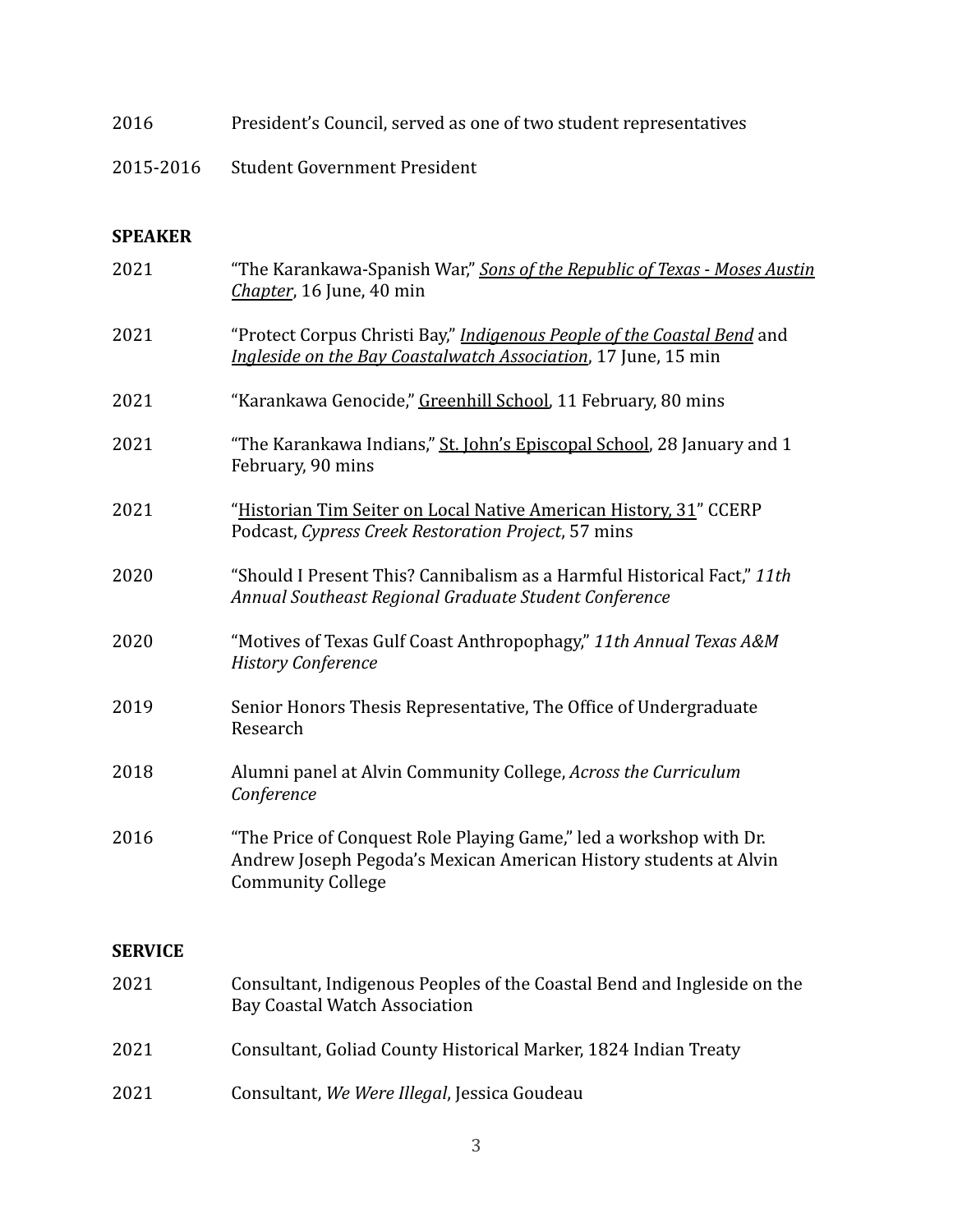2016 President's Council, served as one of two student representatives

2015-2016 Student Government President

## SPEAKER

2021 "The Karankawa-Spanish War," *Sons of the Republic of Texas - Moses Austin Chapter*, 16 June, 40 min

2021 "Protect Corpus Christi Bay," *Indigenous People of the Coastal Bend* and *Ingleside on the Bay Coastalwatch Association*, 17 June, 15 min

2021 "Karankawa Genocide," Greenhill School, 11 February, 80 mins

2021 "The Karankawa Indians," St. John's Episcopal School, 28 January and 1 February, 90 mins

2021 "Historian Tim Seiter on Local Native American History, 31" CCERP Podcast, *Cypress Creek Restoration Project*, 57 mins

2020 "Should I Present This? Cannibalism as a Harmful Historical Fact," *11th Annual Southeast Regional Graduate Student Conference*

2020 "Motives of Texas Gulf Coast Anthropophagy," *11th Annual Texas A&M History Conference*

2019 Senior Honors Thesis Representative, The Office of Undergraduate Research

2018 Alumni panel at Alvin Community College, *Across the Curriculum Conference*

2016 "The Price of Conquest Role Playing Game," led a workshop with Dr. Andrew Joseph Pegoda's Mexican American History students at Alvin Community College

## SERVICE

2021 Consultant, Indigenous Peoples of the Coastal Bend and Ingleside on the Bay Coastal Watch Association

2021 Consultant, Goliad County Historical Marker, 1824 Indian Treaty

2021 Consultant, *We Were Illegal*, Jessica Goudeau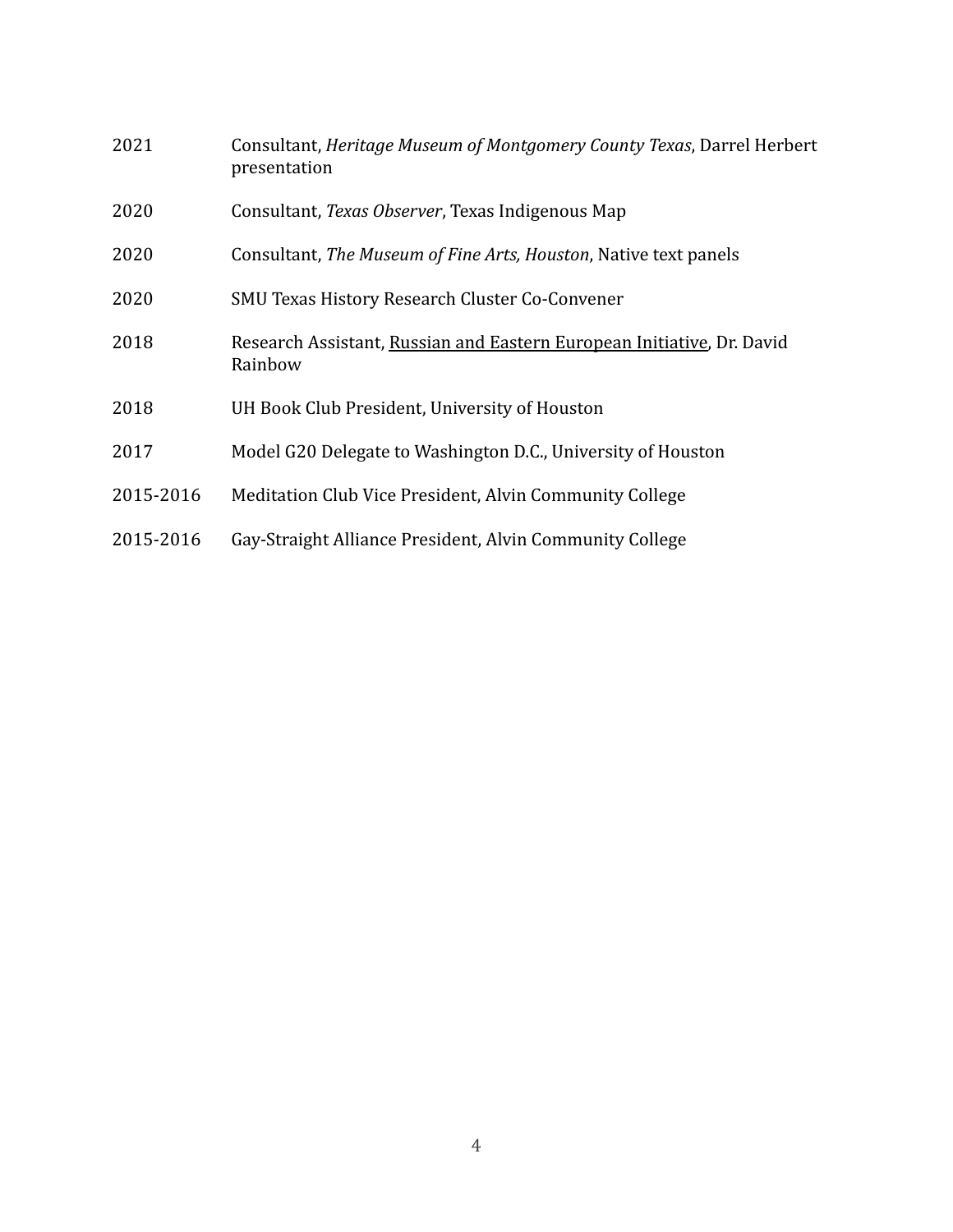2021 Consultant, *Heritage Museum of Montgomery County Texas*, Darrel Herbert presentation

2020 Consultant, *Texas Observer*, Texas Indigenous Map

2020 Consultant, *The Museum of Fine Arts, Houston*, Native text panels

2020 SMU Texas History Research Cluster Co-Convener

2018 Research Assistant, Russian and Eastern European Initiative, Dr. David Rainbow

2018 UH Book Club President, University of Houston

2017 Model G20 Delegate to Washington D.C., University of Houston

2015-2016 Meditation Club Vice President, Alvin Community College

2015-2016 Gay-Straight Alliance President, Alvin Community College